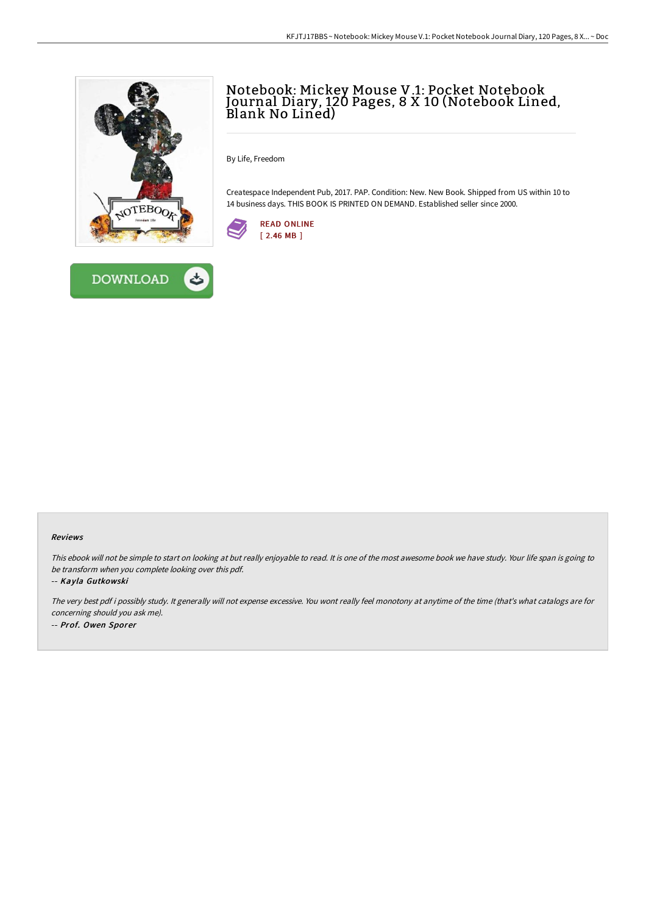# Notebook: Mickey Mouse V.1: Pocket Notebook Journal Diary, 120 Pages, 8 X 10 (Notebook Lined, Blank No Lined)

By Life, Freedom

Createspace Independent Pub, 2017. PAP. Condition: New. New Book. Shipped from US within 10 to 14 business days. THIS BOOK IS PRINTED ON DEMAND. Established seller since 2000.

READ ONLINE
[ 2.46 MB ]

DOWNLOAD

### Reviews

*This ebook will not be simple to start on looking at but really enjoyable to read. It is one of the most awesome book we have study. Your life span is going to be transform when you complete looking over this pdf.*

-- ***Kayla Gutkowski***

*The very best pdf i possibly study. It generally will not expense excessive. You wont really feel monotony at anytime of the time (that's what catalogs are for concerning should you ask me).*

-- ***Prof. Owen Sporer***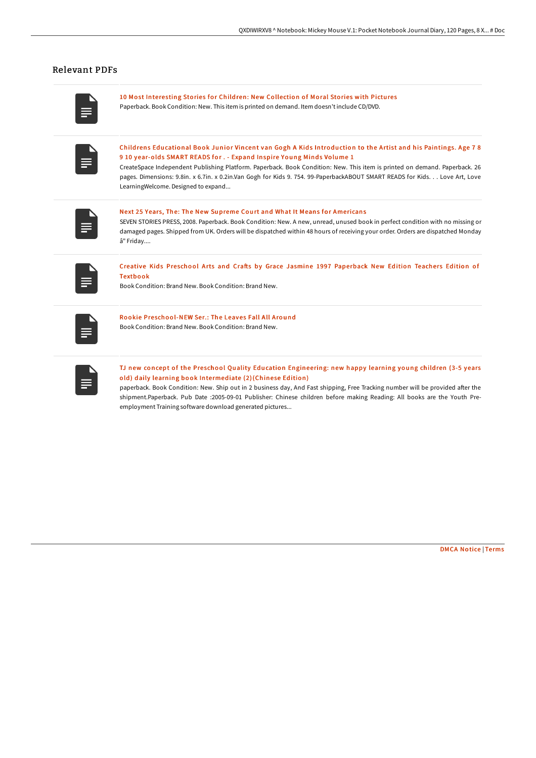## Relevant PDFs

**10 Most Interesting Stories for Children: New Collection of Moral Stories with Pictures**
Paperback. Book Condition: New. This item is printed on demand. Item doesn't include CD/DVD.

**Childrens Educational Book Junior Vincent van Gogh A Kids Introduction to the Artist and his Paintings. Age 7 8 9 10 year-olds SMART READS for . - Expand Inspire Young Minds Volume 1**
CreateSpace Independent Publishing Platform. Paperback. Book Condition: New. This item is printed on demand. Paperback. 26 pages. Dimensions: 9.8in. x 6.7in. x 0.2in.Van Gogh for Kids 9. 754. 99-PaperbackABOUT SMART READS for Kids. . . Love Art, Love LearningWelcome. Designed to expand...

**Next 25 Years, The: The New Supreme Court and What It Means for Americans**
SEVEN STORIES PRESS, 2008. Paperback. Book Condition: New. A new, unread, unused book in perfect condition with no missing or damaged pages. Shipped from UK. Orders will be dispatched within 48 hours of receiving your order. Orders are dispatched Monday â" Friday....

**Creative Kids Preschool Arts and Crafts by Grace Jasmine 1997 Paperback New Edition Teachers Edition of Textbook**
Book Condition: Brand New. Book Condition: Brand New.

**Rookie Preschool-NEW Ser.: The Leaves Fall All Around**
Book Condition: Brand New. Book Condition: Brand New.

**TJ new concept of the Preschool Quality Education Engineering: new happy learning young children (3-5 years old) daily learning book Intermediate (2)(Chinese Edition)**
paperback. Book Condition: New. Ship out in 2 business day, And Fast shipping, Free Tracking number will be provided after the shipment.Paperback. Pub Date :2005-09-01 Publisher: Chinese children before making Reading: All books are the Youth Pre-employment Training software download generated pictures...

DMCA Notice | Terms